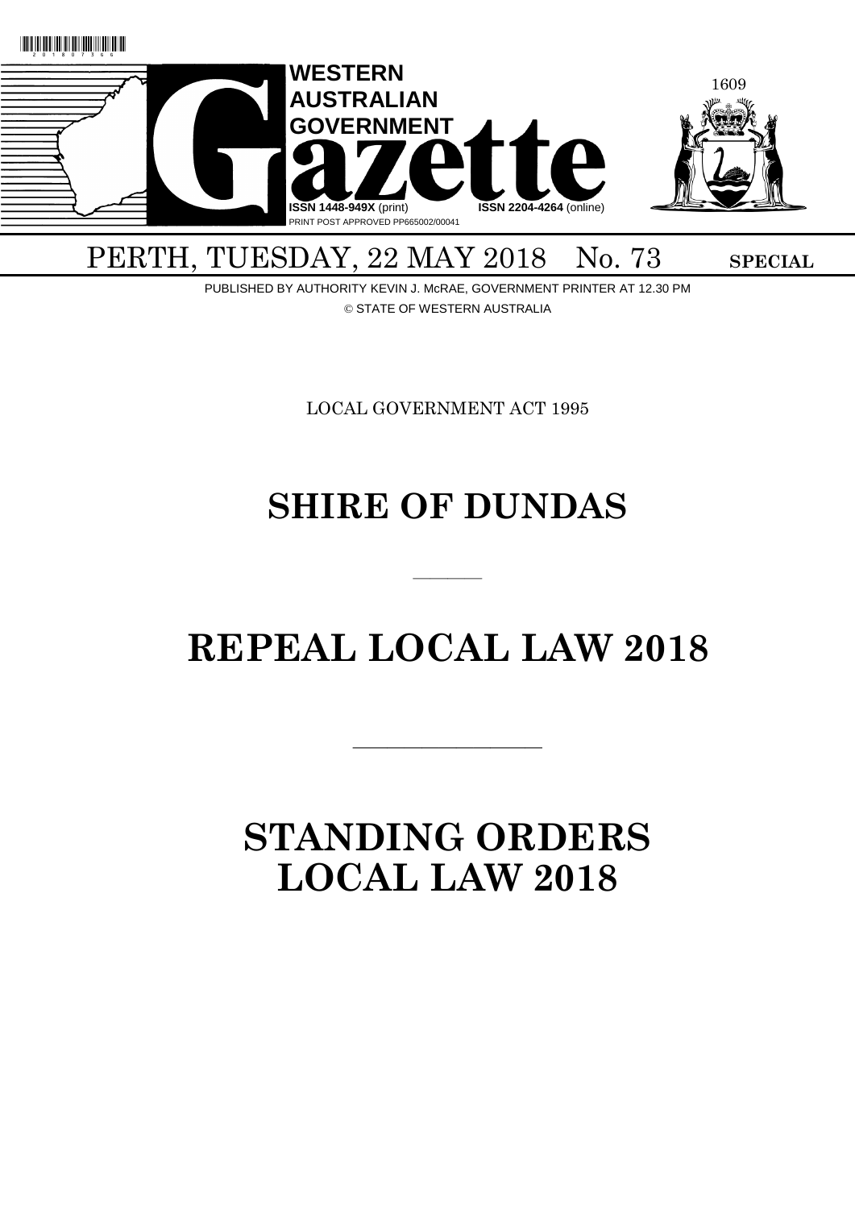# WESTERN AUSTRALIAN GOVERNMENT Gazette

ISSN 1448-949X (print) ISSN 2204-4264 (online)

PRINT POST APPROVED PP665002/00041

PERTH, TUESDAY, 22 MAY 2018 No. 73 **SPECIAL**

PUBLISHED BY AUTHORITY KEVIN J. McRAE, GOVERNMENT PRINTER AT 12.30 PM

© STATE OF WESTERN AUSTRALIA

LOCAL GOVERNMENT ACT 1995

# SHIRE OF DUNDAS

---

# REPEAL LOCAL LAW 2018

---

# STANDING ORDERS LOCAL LAW 2018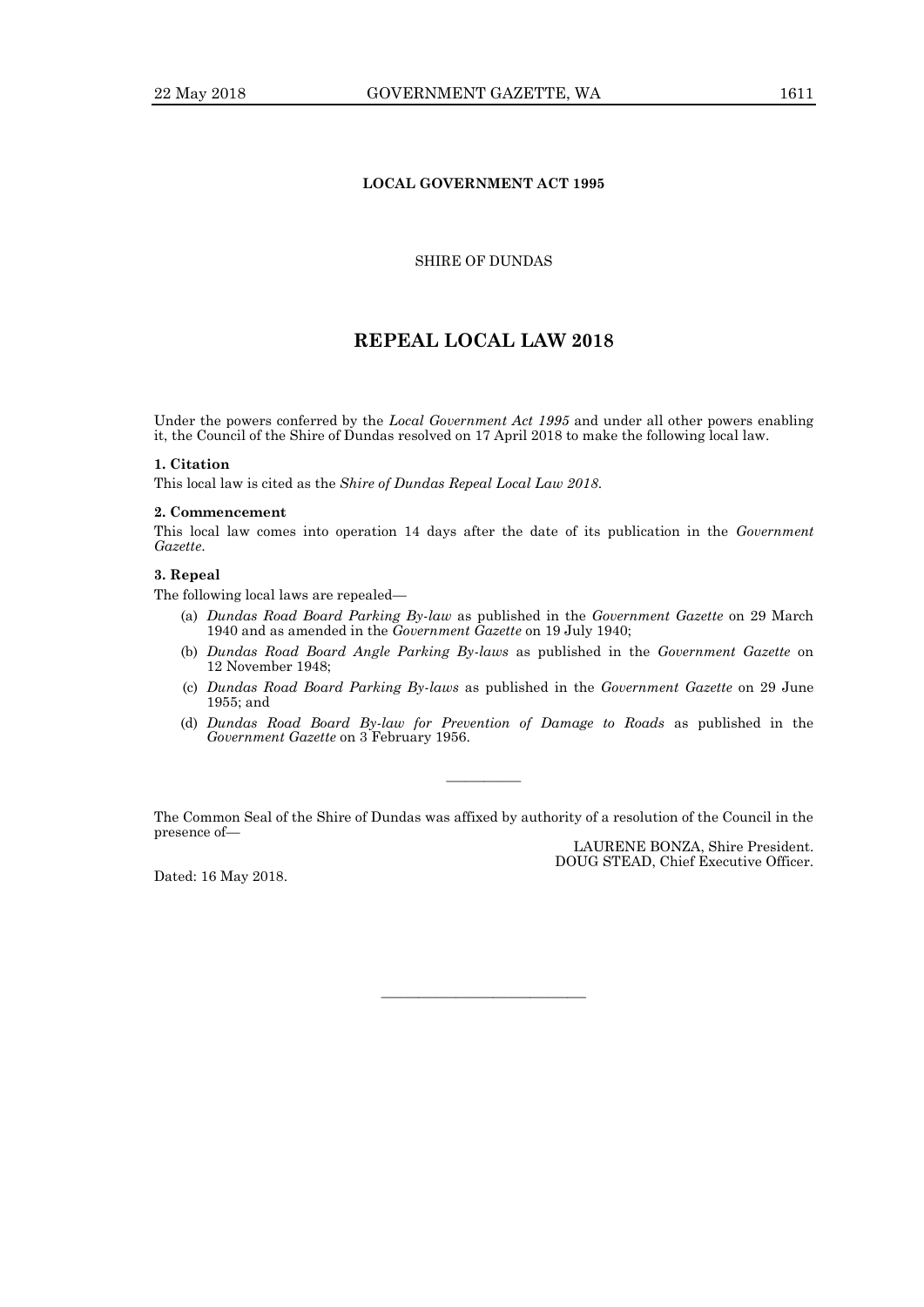**LOCAL GOVERNMENT ACT 1995**

SHIRE OF DUNDAS

# REPEAL LOCAL LAW 2018

Under the powers conferred by the *Local Government Act 1995* and under all other powers enabling it, the Council of the Shire of Dundas resolved on 17 April 2018 to make the following local law.

**1. Citation**

This local law is cited as the *Shire of Dundas Repeal Local Law 2018*.

**2. Commencement**

This local law comes into operation 14 days after the date of its publication in the *Government Gazette*.

**3. Repeal**

The following local laws are repealed—

(a) *Dundas Road Board Parking By-law* as published in the *Government Gazette* on 29 March 1940 and as amended in the *Government Gazette* on 19 July 1940;

(b) *Dundas Road Board Angle Parking By-laws* as published in the *Government Gazette* on 12 November 1948;

(c) *Dundas Road Board Parking By-laws* as published in the *Government Gazette* on 29 June 1955; and

(d) *Dundas Road Board By-law for Prevention of Damage to Roads* as published in the *Government Gazette* on 3 February 1956.

---

The Common Seal of the Shire of Dundas was affixed by authority of a resolution of the Council in the presence of—

LAURENE BONZA, Shire President.
DOUG STEAD, Chief Executive Officer.

Dated: 16 May 2018.

---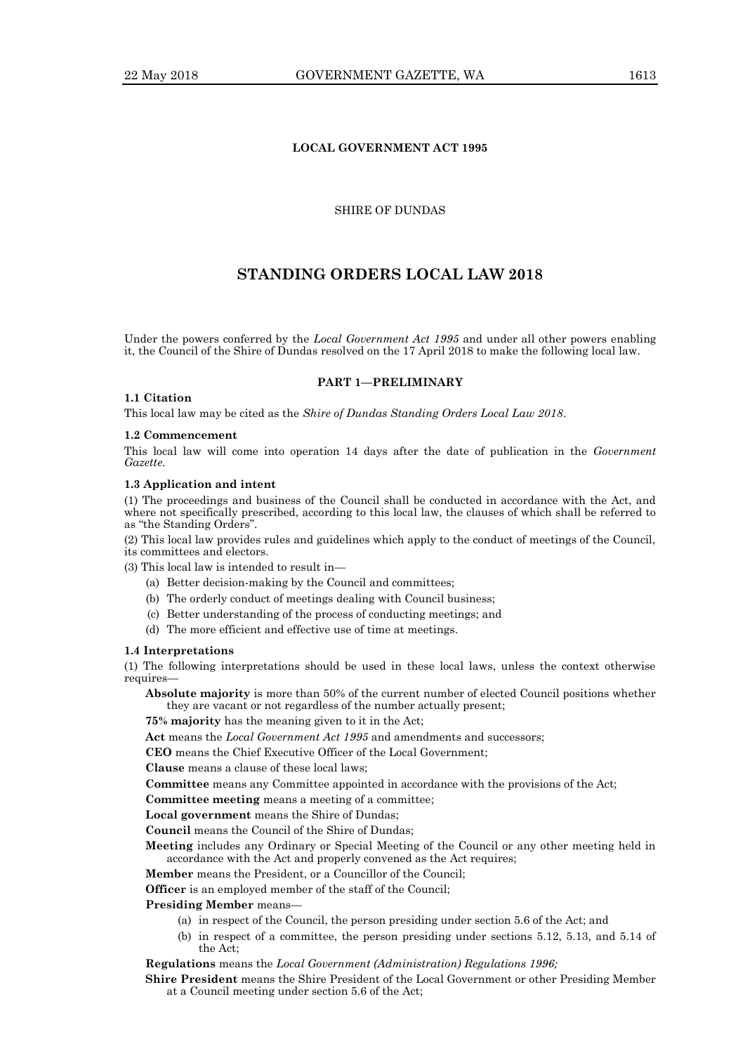**LOCAL GOVERNMENT ACT 1995**

SHIRE OF DUNDAS

# STANDING ORDERS LOCAL LAW 2018

Under the powers conferred by the *Local Government Act 1995* and under all other powers enabling it, the Council of the Shire of Dundas resolved on the 17 April 2018 to make the following local law.

## PART 1—PRELIMINARY

### 1.1 Citation

This local law may be cited as the *Shire of Dundas Standing Orders Local Law 2018*.

### 1.2 Commencement

This local law will come into operation 14 days after the date of publication in the *Government Gazette*.

### 1.3 Application and intent

(1) The proceedings and business of the Council shall be conducted in accordance with the Act, and where not specifically prescribed, according to this local law, the clauses of which shall be referred to as "the Standing Orders".

(2) This local law provides rules and guidelines which apply to the conduct of meetings of the Council, its committees and electors.

(3) This local law is intended to result in—

- (a) Better decision-making by the Council and committees;
- (b) The orderly conduct of meetings dealing with Council business;
- (c) Better understanding of the process of conducting meetings; and
- (d) The more efficient and effective use of time at meetings.

### 1.4 Interpretations

(1) The following interpretations should be used in these local laws, unless the context otherwise requires—

**Absolute majority** is more than 50% of the current number of elected Council positions whether they are vacant or not regardless of the number actually present;

**75% majority** has the meaning given to it in the Act;

**Act** means the *Local Government Act 1995* and amendments and successors;

**CEO** means the Chief Executive Officer of the Local Government;

**Clause** means a clause of these local laws;

**Committee** means any Committee appointed in accordance with the provisions of the Act;

**Committee meeting** means a meeting of a committee;

**Local government** means the Shire of Dundas;

**Council** means the Council of the Shire of Dundas;

**Meeting** includes any Ordinary or Special Meeting of the Council or any other meeting held in accordance with the Act and properly convened as the Act requires;

**Member** means the President, or a Councillor of the Council;

**Officer** is an employed member of the staff of the Council;

**Presiding Member** means—

- (a) in respect of the Council, the person presiding under section 5.6 of the Act; and
- (b) in respect of a committee, the person presiding under sections 5.12, 5.13, and 5.14 of the Act;

**Regulations** means the *Local Government (Administration) Regulations 1996;*

**Shire President** means the Shire President of the Local Government or other Presiding Member at a Council meeting under section 5.6 of the Act;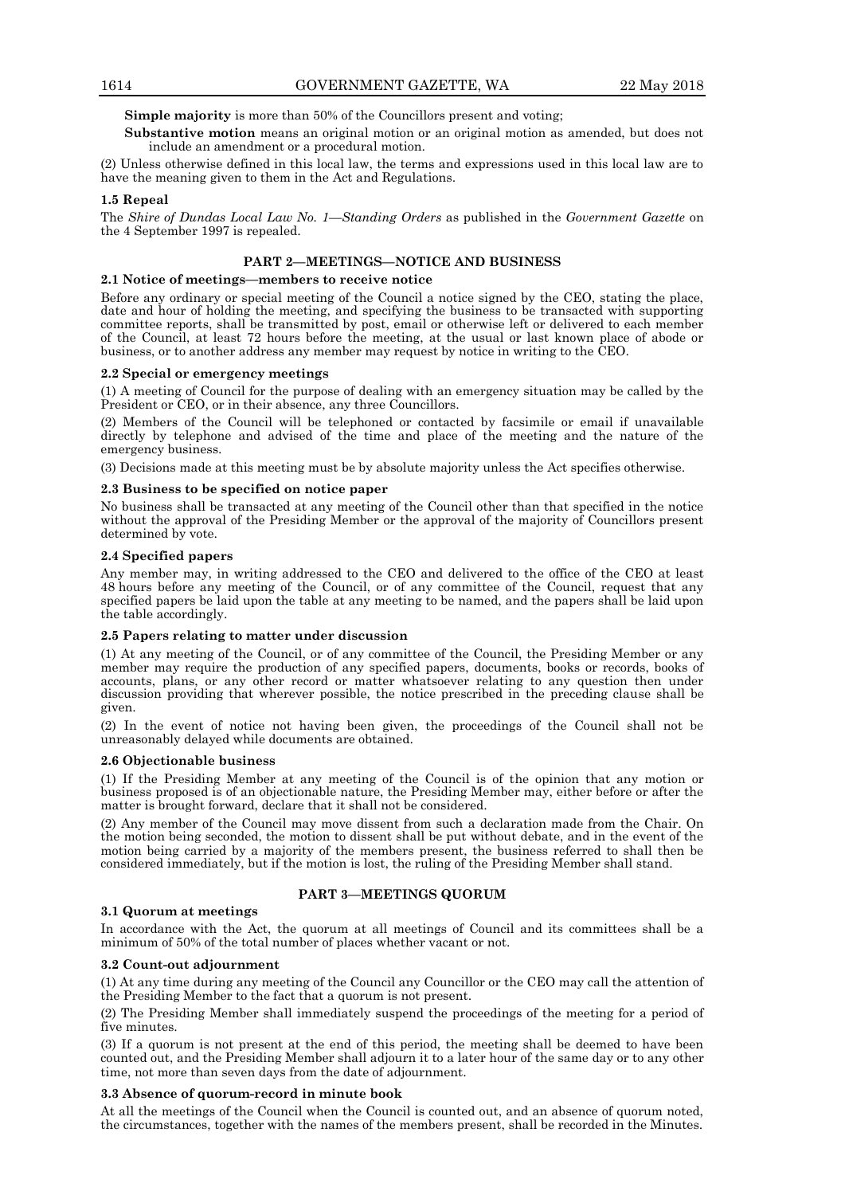**Simple majority** is more than 50% of the Councillors present and voting;

**Substantive motion** means an original motion or an original motion as amended, but does not include an amendment or a procedural motion.

(2) Unless otherwise defined in this local law, the terms and expressions used in this local law are to have the meaning given to them in the Act and Regulations.

**1.5 Repeal**

The *Shire of Dundas Local Law No. 1—Standing Orders* as published in the *Government Gazette* on the 4 September 1997 is repealed.

## PART 2—MEETINGS—NOTICE AND BUSINESS

**2.1 Notice of meetings—members to receive notice**

Before any ordinary or special meeting of the Council a notice signed by the CEO, stating the place, date and hour of holding the meeting, and specifying the business to be transacted with supporting committee reports, shall be transmitted by post, email or otherwise left or delivered to each member of the Council, at least 72 hours before the meeting, at the usual or last known place of abode or business, or to another address any member may request by notice in writing to the CEO.

**2.2 Special or emergency meetings**

(1) A meeting of Council for the purpose of dealing with an emergency situation may be called by the President or CEO, or in their absence, any three Councillors.

(2) Members of the Council will be telephoned or contacted by facsimile or email if unavailable directly by telephone and advised of the time and place of the meeting and the nature of the emergency business.

(3) Decisions made at this meeting must be by absolute majority unless the Act specifies otherwise.

**2.3 Business to be specified on notice paper**

No business shall be transacted at any meeting of the Council other than that specified in the notice without the approval of the Presiding Member or the approval of the majority of Councillors present determined by vote.

**2.4 Specified papers**

Any member may, in writing addressed to the CEO and delivered to the office of the CEO at least 48 hours before any meeting of the Council, or of any committee of the Council, request that any specified papers be laid upon the table at any meeting to be named, and the papers shall be laid upon the table accordingly.

**2.5 Papers relating to matter under discussion**

(1) At any meeting of the Council, or of any committee of the Council, the Presiding Member or any member may require the production of any specified papers, documents, books or records, books of accounts, plans, or any other record or matter whatsoever relating to any question then under discussion providing that wherever possible, the notice prescribed in the preceding clause shall be given.

(2) In the event of notice not having been given, the proceedings of the Council shall not be unreasonably delayed while documents are obtained.

**2.6 Objectionable business**

(1) If the Presiding Member at any meeting of the Council is of the opinion that any motion or business proposed is of an objectionable nature, the Presiding Member may, either before or after the matter is brought forward, declare that it shall not be considered.

(2) Any member of the Council may move dissent from such a declaration made from the Chair. On the motion being seconded, the motion to dissent shall be put without debate, and in the event of the motion being carried by a majority of the members present, the business referred to shall then be considered immediately, but if the motion is lost, the ruling of the Presiding Member shall stand.

## PART 3—MEETINGS QUORUM

**3.1 Quorum at meetings**

In accordance with the Act, the quorum at all meetings of Council and its committees shall be a minimum of 50% of the total number of places whether vacant or not.

**3.2 Count-out adjournment**

(1) At any time during any meeting of the Council any Councillor or the CEO may call the attention of the Presiding Member to the fact that a quorum is not present.

(2) The Presiding Member shall immediately suspend the proceedings of the meeting for a period of five minutes.

(3) If a quorum is not present at the end of this period, the meeting shall be deemed to have been counted out, and the Presiding Member shall adjourn it to a later hour of the same day or to any other time, not more than seven days from the date of adjournment.

**3.3 Absence of quorum-record in minute book**

At all the meetings of the Council when the Council is counted out, and an absence of quorum noted, the circumstances, together with the names of the members present, shall be recorded in the Minutes.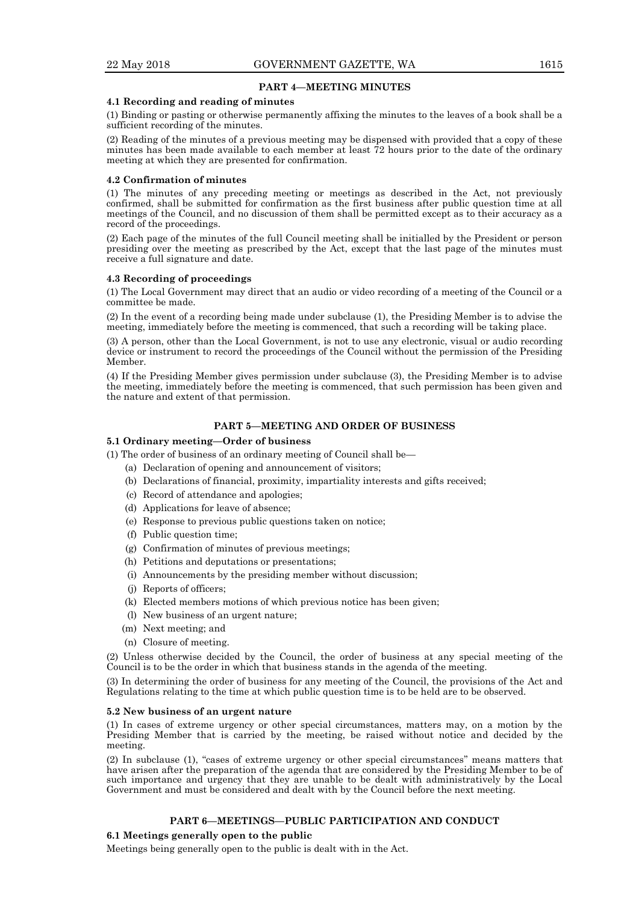## PART 4—MEETING MINUTES

### 4.1 Recording and reading of minutes

(1) Binding or pasting or otherwise permanently affixing the minutes to the leaves of a book shall be a sufficient recording of the minutes.

(2) Reading of the minutes of a previous meeting may be dispensed with provided that a copy of these minutes has been made available to each member at least 72 hours prior to the date of the ordinary meeting at which they are presented for confirmation.

### 4.2 Confirmation of minutes

(1) The minutes of any preceding meeting or meetings as described in the Act, not previously confirmed, shall be submitted for confirmation as the first business after public question time at all meetings of the Council, and no discussion of them shall be permitted except as to their accuracy as a record of the proceedings.

(2) Each page of the minutes of the full Council meeting shall be initialled by the President or person presiding over the meeting as prescribed by the Act, except that the last page of the minutes must receive a full signature and date.

### 4.3 Recording of proceedings

(1) The Local Government may direct that an audio or video recording of a meeting of the Council or a committee be made.

(2) In the event of a recording being made under subclause (1), the Presiding Member is to advise the meeting, immediately before the meeting is commenced, that such a recording will be taking place.

(3) A person, other than the Local Government, is not to use any electronic, visual or audio recording device or instrument to record the proceedings of the Council without the permission of the Presiding Member.

(4) If the Presiding Member gives permission under subclause (3), the Presiding Member is to advise the meeting, immediately before the meeting is commenced, that such permission has been given and the nature and extent of that permission.

## PART 5—MEETING AND ORDER OF BUSINESS

### 5.1 Ordinary meeting—Order of business

(1) The order of business of an ordinary meeting of Council shall be—

- (a) Declaration of opening and announcement of visitors;
- (b) Declarations of financial, proximity, impartiality interests and gifts received;
- (c) Record of attendance and apologies;
- (d) Applications for leave of absence;
- (e) Response to previous public questions taken on notice;
- (f) Public question time;
- (g) Confirmation of minutes of previous meetings;
- (h) Petitions and deputations or presentations;
- (i) Announcements by the presiding member without discussion;
- (j) Reports of officers;
- (k) Elected members motions of which previous notice has been given;
- (l) New business of an urgent nature;
- (m) Next meeting; and
- (n) Closure of meeting.

(2) Unless otherwise decided by the Council, the order of business at any special meeting of the Council is to be the order in which that business stands in the agenda of the meeting.

(3) In determining the order of business for any meeting of the Council, the provisions of the Act and Regulations relating to the time at which public question time is to be held are to be observed.

### 5.2 New business of an urgent nature

(1) In cases of extreme urgency or other special circumstances, matters may, on a motion by the Presiding Member that is carried by the meeting, be raised without notice and decided by the meeting.

(2) In subclause (1), "cases of extreme urgency or other special circumstances" means matters that have arisen after the preparation of the agenda that are considered by the Presiding Member to be of such importance and urgency that they are unable to be dealt with administratively by the Local Government and must be considered and dealt with by the Council before the next meeting.

## PART 6—MEETINGS—PUBLIC PARTICIPATION AND CONDUCT

### 6.1 Meetings generally open to the public

Meetings being generally open to the public is dealt with in the Act.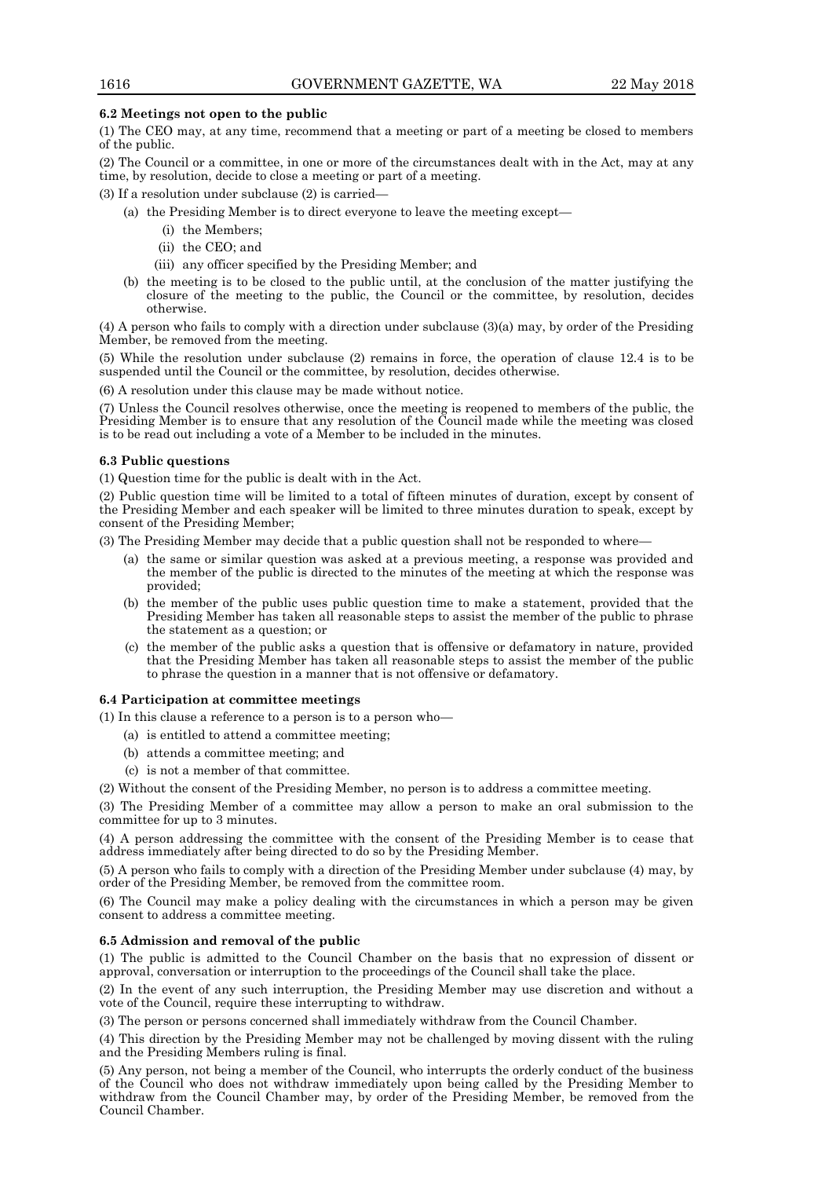### 6.2 Meetings not open to the public

(1) The CEO may, at any time, recommend that a meeting or part of a meeting be closed to members of the public.

(2) The Council or a committee, in one or more of the circumstances dealt with in the Act, may at any time, by resolution, decide to close a meeting or part of a meeting.

(3) If a resolution under subclause (2) is carried—

- (a) the Presiding Member is to direct everyone to leave the meeting except—
  - (i) the Members;
  - (ii) the CEO; and
  - (iii) any officer specified by the Presiding Member; and
- (b) the meeting is to be closed to the public until, at the conclusion of the matter justifying the closure of the meeting to the public, the Council or the committee, by resolution, decides otherwise.

(4) A person who fails to comply with a direction under subclause (3)(a) may, by order of the Presiding Member, be removed from the meeting.

(5) While the resolution under subclause (2) remains in force, the operation of clause 12.4 is to be suspended until the Council or the committee, by resolution, decides otherwise.

(6) A resolution under this clause may be made without notice.

(7) Unless the Council resolves otherwise, once the meeting is reopened to members of the public, the Presiding Member is to ensure that any resolution of the Council made while the meeting was closed is to be read out including a vote of a Member to be included in the minutes.

### 6.3 Public questions

(1) Question time for the public is dealt with in the Act.

(2) Public question time will be limited to a total of fifteen minutes of duration, except by consent of the Presiding Member and each speaker will be limited to three minutes duration to speak, except by consent of the Presiding Member;

(3) The Presiding Member may decide that a public question shall not be responded to where—

- (a) the same or similar question was asked at a previous meeting, a response was provided and the member of the public is directed to the minutes of the meeting at which the response was provided;
- (b) the member of the public uses public question time to make a statement, provided that the Presiding Member has taken all reasonable steps to assist the member of the public to phrase the statement as a question; or
- (c) the member of the public asks a question that is offensive or defamatory in nature, provided that the Presiding Member has taken all reasonable steps to assist the member of the public to phrase the question in a manner that is not offensive or defamatory.

### 6.4 Participation at committee meetings

(1) In this clause a reference to a person is to a person who—

- (a) is entitled to attend a committee meeting;
- (b) attends a committee meeting; and
- (c) is not a member of that committee.

(2) Without the consent of the Presiding Member, no person is to address a committee meeting.

(3) The Presiding Member of a committee may allow a person to make an oral submission to the committee for up to 3 minutes.

(4) A person addressing the committee with the consent of the Presiding Member is to cease that address immediately after being directed to do so by the Presiding Member.

(5) A person who fails to comply with a direction of the Presiding Member under subclause (4) may, by order of the Presiding Member, be removed from the committee room.

(6) The Council may make a policy dealing with the circumstances in which a person may be given consent to address a committee meeting.

### 6.5 Admission and removal of the public

(1) The public is admitted to the Council Chamber on the basis that no expression of dissent or approval, conversation or interruption to the proceedings of the Council shall take the place.

(2) In the event of any such interruption, the Presiding Member may use discretion and without a vote of the Council, require these interrupting to withdraw.

(3) The person or persons concerned shall immediately withdraw from the Council Chamber.

(4) This direction by the Presiding Member may not be challenged by moving dissent with the ruling and the Presiding Members ruling is final.

(5) Any person, not being a member of the Council, who interrupts the orderly conduct of the business of the Council who does not withdraw immediately upon being called by the Presiding Member to withdraw from the Council Chamber may, by order of the Presiding Member, be removed from the Council Chamber.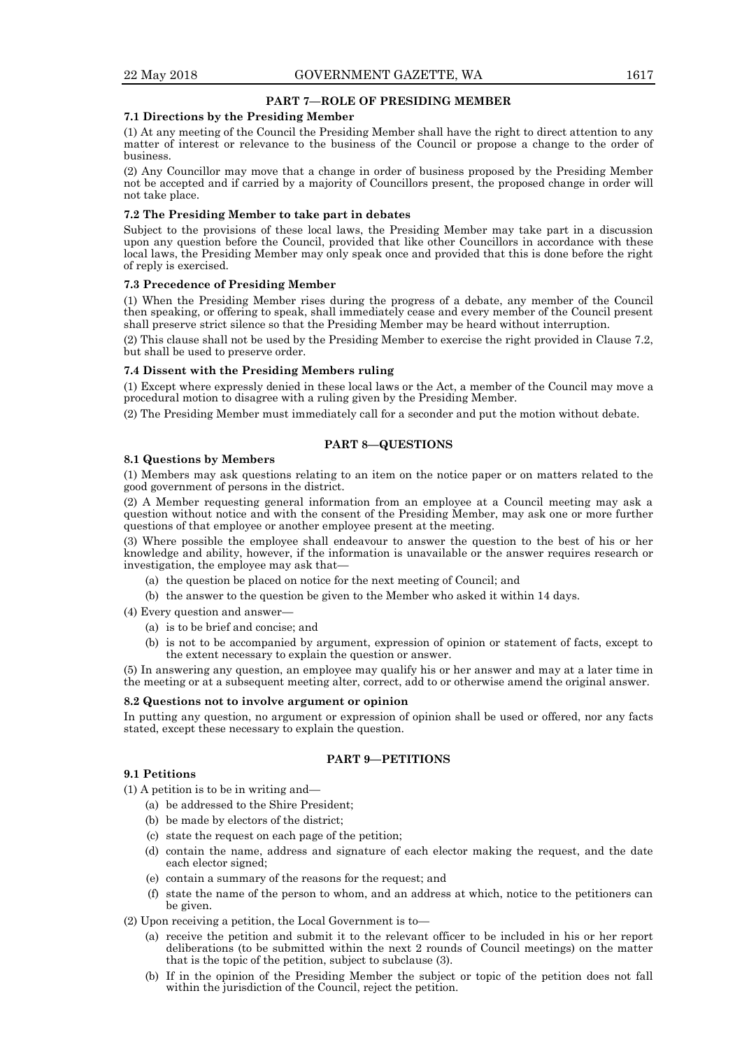## PART 7—ROLE OF PRESIDING MEMBER

### 7.1 Directions by the Presiding Member

(1) At any meeting of the Council the Presiding Member shall have the right to direct attention to any matter of interest or relevance to the business of the Council or propose a change to the order of business.

(2) Any Councillor may move that a change in order of business proposed by the Presiding Member not be accepted and if carried by a majority of Councillors present, the proposed change in order will not take place.

### 7.2 The Presiding Member to take part in debates

Subject to the provisions of these local laws, the Presiding Member may take part in a discussion upon any question before the Council, provided that like other Councillors in accordance with these local laws, the Presiding Member may only speak once and provided that this is done before the right of reply is exercised.

### 7.3 Precedence of Presiding Member

(1) When the Presiding Member rises during the progress of a debate, any member of the Council then speaking, or offering to speak, shall immediately cease and every member of the Council present shall preserve strict silence so that the Presiding Member may be heard without interruption.

(2) This clause shall not be used by the Presiding Member to exercise the right provided in Clause 7.2, but shall be used to preserve order.

### 7.4 Dissent with the Presiding Members ruling

(1) Except where expressly denied in these local laws or the Act, a member of the Council may move a procedural motion to disagree with a ruling given by the Presiding Member.

(2) The Presiding Member must immediately call for a seconder and put the motion without debate.

## PART 8—QUESTIONS

### 8.1 Questions by Members

(1) Members may ask questions relating to an item on the notice paper or on matters related to the good government of persons in the district.

(2) A Member requesting general information from an employee at a Council meeting may ask a question without notice and with the consent of the Presiding Member, may ask one or more further questions of that employee or another employee present at the meeting.

(3) Where possible the employee shall endeavour to answer the question to the best of his or her knowledge and ability, however, if the information is unavailable or the answer requires research or investigation, the employee may ask that—

- (a) the question be placed on notice for the next meeting of Council; and
- (b) the answer to the question be given to the Member who asked it within 14 days.

(4) Every question and answer—

- (a) is to be brief and concise; and
- (b) is not to be accompanied by argument, expression of opinion or statement of facts, except to the extent necessary to explain the question or answer.

(5) In answering any question, an employee may qualify his or her answer and may at a later time in the meeting or at a subsequent meeting alter, correct, add to or otherwise amend the original answer.

### 8.2 Questions not to involve argument or opinion

In putting any question, no argument or expression of opinion shall be used or offered, nor any facts stated, except these necessary to explain the question.

## PART 9—PETITIONS

### 9.1 Petitions

(1) A petition is to be in writing and—

- (a) be addressed to the Shire President;
- (b) be made by electors of the district;
- (c) state the request on each page of the petition;
- (d) contain the name, address and signature of each elector making the request, and the date each elector signed;
- (e) contain a summary of the reasons for the request; and
- (f) state the name of the person to whom, and an address at which, notice to the petitioners can be given.

(2) Upon receiving a petition, the Local Government is to—

- (a) receive the petition and submit it to the relevant officer to be included in his or her report deliberations (to be submitted within the next 2 rounds of Council meetings) on the matter that is the topic of the petition, subject to subclause (3).
- (b) If in the opinion of the Presiding Member the subject or topic of the petition does not fall within the jurisdiction of the Council, reject the petition.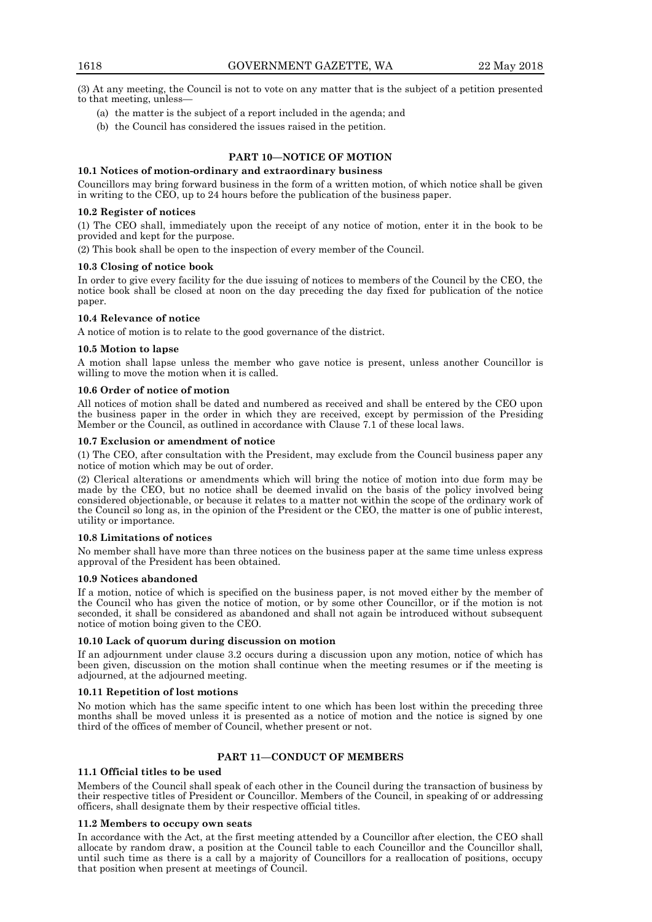(3) At any meeting, the Council is not to vote on any matter that is the subject of a petition presented to that meeting, unless—

(a) the matter is the subject of a report included in the agenda; and

(b) the Council has considered the issues raised in the petition.

## PART 10—NOTICE OF MOTION

**10.1 Notices of motion-ordinary and extraordinary business**

Councillors may bring forward business in the form of a written motion, of which notice shall be given in writing to the CEO, up to 24 hours before the publication of the business paper.

**10.2 Register of notices**

(1) The CEO shall, immediately upon the receipt of any notice of motion, enter it in the book to be provided and kept for the purpose.

(2) This book shall be open to the inspection of every member of the Council.

**10.3 Closing of notice book**

In order to give every facility for the due issuing of notices to members of the Council by the CEO, the notice book shall be closed at noon on the day preceding the day fixed for publication of the notice paper.

**10.4 Relevance of notice**

A notice of motion is to relate to the good governance of the district.

**10.5 Motion to lapse**

A motion shall lapse unless the member who gave notice is present, unless another Councillor is willing to move the motion when it is called.

**10.6 Order of notice of motion**

All notices of motion shall be dated and numbered as received and shall be entered by the CEO upon the business paper in the order in which they are received, except by permission of the Presiding Member or the Council, as outlined in accordance with Clause 7.1 of these local laws.

**10.7 Exclusion or amendment of notice**

(1) The CEO, after consultation with the President, may exclude from the Council business paper any notice of motion which may be out of order.

(2) Clerical alterations or amendments which will bring the notice of motion into due form may be made by the CEO, but no notice shall be deemed invalid on the basis of the policy involved being considered objectionable, or because it relates to a matter not within the scope of the ordinary work of the Council so long as, in the opinion of the President or the CEO, the matter is one of public interest, utility or importance.

**10.8 Limitations of notices**

No member shall have more than three notices on the business paper at the same time unless express approval of the President has been obtained.

**10.9 Notices abandoned**

If a motion, notice of which is specified on the business paper, is not moved either by the member of the Council who has given the notice of motion, or by some other Councillor, or if the motion is not seconded, it shall be considered as abandoned and shall not again be introduced without subsequent notice of motion boing given to the CEO.

**10.10 Lack of quorum during discussion on motion**

If an adjournment under clause 3.2 occurs during a discussion upon any motion, notice of which has been given, discussion on the motion shall continue when the meeting resumes or if the meeting is adjourned, at the adjourned meeting.

**10.11 Repetition of lost motions**

No motion which has the same specific intent to one which has been lost within the preceding three months shall be moved unless it is presented as a notice of motion and the notice is signed by one third of the offices of member of Council, whether present or not.

## PART 11—CONDUCT OF MEMBERS

**11.1 Official titles to be used**

Members of the Council shall speak of each other in the Council during the transaction of business by their respective titles of President or Councillor. Members of the Council, in speaking of or addressing officers, shall designate them by their respective official titles.

**11.2 Members to occupy own seats**

In accordance with the Act, at the first meeting attended by a Councillor after election, the CEO shall allocate by random draw, a position at the Council table to each Councillor and the Councillor shall, until such time as there is a call by a majority of Councillors for a reallocation of positions, occupy that position when present at meetings of Council.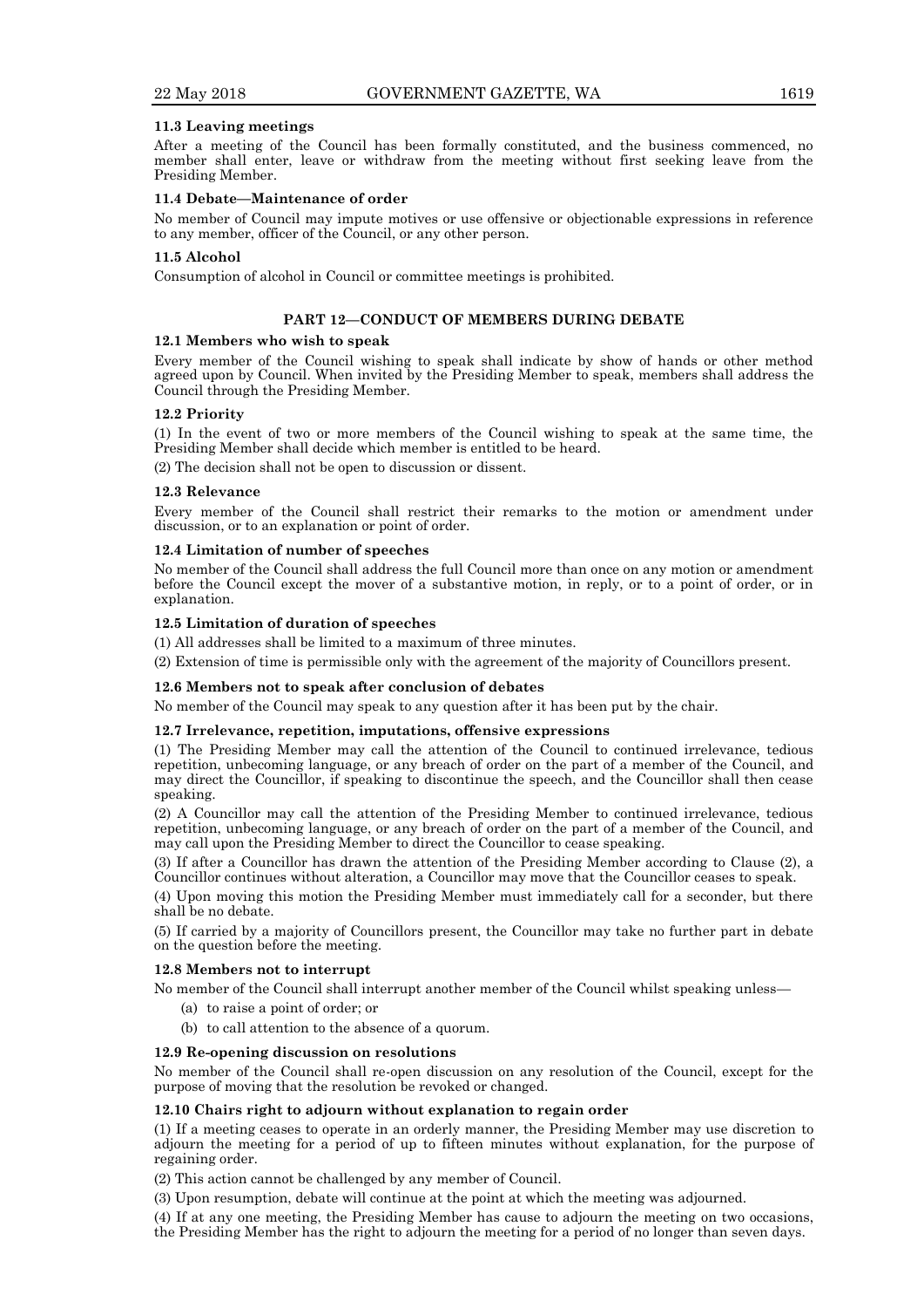**11.3 Leaving meetings**

After a meeting of the Council has been formally constituted, and the business commenced, no member shall enter, leave or withdraw from the meeting without first seeking leave from the Presiding Member.

**11.4 Debate—Maintenance of order**

No member of Council may impute motives or use offensive or objectionable expressions in reference to any member, officer of the Council, or any other person.

**11.5 Alcohol**

Consumption of alcohol in Council or committee meetings is prohibited.

## PART 12—CONDUCT OF MEMBERS DURING DEBATE

**12.1 Members who wish to speak**

Every member of the Council wishing to speak shall indicate by show of hands or other method agreed upon by Council. When invited by the Presiding Member to speak, members shall address the Council through the Presiding Member.

**12.2 Priority**

(1) In the event of two or more members of the Council wishing to speak at the same time, the Presiding Member shall decide which member is entitled to be heard.

(2) The decision shall not be open to discussion or dissent.

**12.3 Relevance**

Every member of the Council shall restrict their remarks to the motion or amendment under discussion, or to an explanation or point of order.

**12.4 Limitation of number of speeches**

No member of the Council shall address the full Council more than once on any motion or amendment before the Council except the mover of a substantive motion, in reply, or to a point of order, or in explanation.

**12.5 Limitation of duration of speeches**

(1) All addresses shall be limited to a maximum of three minutes.

(2) Extension of time is permissible only with the agreement of the majority of Councillors present.

**12.6 Members not to speak after conclusion of debates**

No member of the Council may speak to any question after it has been put by the chair.

**12.7 Irrelevance, repetition, imputations, offensive expressions**

(1) The Presiding Member may call the attention of the Council to continued irrelevance, tedious repetition, unbecoming language, or any breach of order on the part of a member of the Council, and may direct the Councillor, if speaking to discontinue the speech, and the Councillor shall then cease speaking.

(2) A Councillor may call the attention of the Presiding Member to continued irrelevance, tedious repetition, unbecoming language, or any breach of order on the part of a member of the Council, and may call upon the Presiding Member to direct the Councillor to cease speaking.

(3) If after a Councillor has drawn the attention of the Presiding Member according to Clause (2), a Councillor continues without alteration, a Councillor may move that the Councillor ceases to speak.

(4) Upon moving this motion the Presiding Member must immediately call for a seconder, but there shall be no debate.

(5) If carried by a majority of Councillors present, the Councillor may take no further part in debate on the question before the meeting.

**12.8 Members not to interrupt**

No member of the Council shall interrupt another member of the Council whilst speaking unless—

(a) to raise a point of order; or

(b) to call attention to the absence of a quorum.

**12.9 Re-opening discussion on resolutions**

No member of the Council shall re-open discussion on any resolution of the Council, except for the purpose of moving that the resolution be revoked or changed.

**12.10 Chairs right to adjourn without explanation to regain order**

(1) If a meeting ceases to operate in an orderly manner, the Presiding Member may use discretion to adjourn the meeting for a period of up to fifteen minutes without explanation, for the purpose of regaining order.

(2) This action cannot be challenged by any member of Council.

(3) Upon resumption, debate will continue at the point at which the meeting was adjourned.

(4) If at any one meeting, the Presiding Member has cause to adjourn the meeting on two occasions, the Presiding Member has the right to adjourn the meeting for a period of no longer than seven days.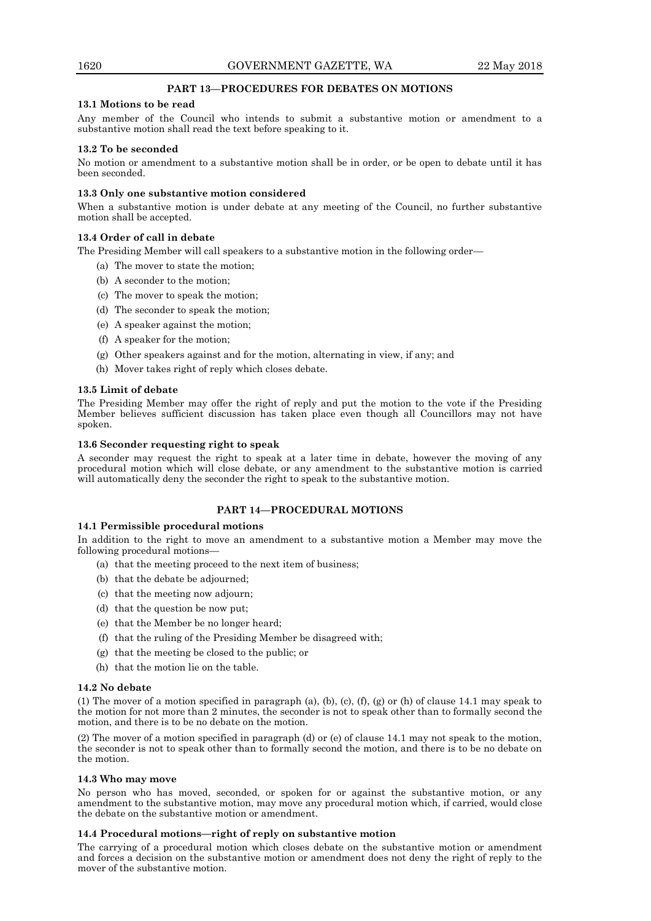## PART 13—PROCEDURES FOR DEBATES ON MOTIONS

### 13.1 Motions to be read

Any member of the Council who intends to submit a substantive motion or amendment to a substantive motion shall read the text before speaking to it.

### 13.2 To be seconded

No motion or amendment to a substantive motion shall be in order, or be open to debate until it has been seconded.

### 13.3 Only one substantive motion considered

When a substantive motion is under debate at any meeting of the Council, no further substantive motion shall be accepted.

### 13.4 Order of call in debate

The Presiding Member will call speakers to a substantive motion in the following order—

(a) The mover to state the motion;

(b) A seconder to the motion;

(c) The mover to speak the motion;

(d) The seconder to speak the motion;

(e) A speaker against the motion;

(f) A speaker for the motion;

(g) Other speakers against and for the motion, alternating in view, if any; and

(h) Mover takes right of reply which closes debate.

### 13.5 Limit of debate

The Presiding Member may offer the right of reply and put the motion to the vote if the Presiding Member believes sufficient discussion has taken place even though all Councillors may not have spoken.

### 13.6 Seconder requesting right to speak

A seconder may request the right to speak at a later time in debate, however the moving of any procedural motion which will close debate, or any amendment to the substantive motion is carried will automatically deny the seconder the right to speak to the substantive motion.

## PART 14—PROCEDURAL MOTIONS

### 14.1 Permissible procedural motions

In addition to the right to move an amendment to a substantive motion a Member may move the following procedural motions—

(a) that the meeting proceed to the next item of business;

(b) that the debate be adjourned;

(c) that the meeting now adjourn;

(d) that the question be now put;

(e) that the Member be no longer heard;

(f) that the ruling of the Presiding Member be disagreed with;

(g) that the meeting be closed to the public; or

(h) that the motion lie on the table.

### 14.2 No debate

(1) The mover of a motion specified in paragraph (a), (b), (c), (f), (g) or (h) of clause 14.1 may speak to the motion for not more than 2 minutes, the seconder is not to speak other than to formally second the motion, and there is to be no debate on the motion.

(2) The mover of a motion specified in paragraph (d) or (e) of clause 14.1 may not speak to the motion, the seconder is not to speak other than to formally second the motion, and there is to be no debate on the motion.

### 14.3 Who may move

No person who has moved, seconded, or spoken for or against the substantive motion, or any amendment to the substantive motion, may move any procedural motion which, if carried, would close the debate on the substantive motion or amendment.

### 14.4 Procedural motions—right of reply on substantive motion

The carrying of a procedural motion which closes debate on the substantive motion or amendment and forces a decision on the substantive motion or amendment does not deny the right of reply to the mover of the substantive motion.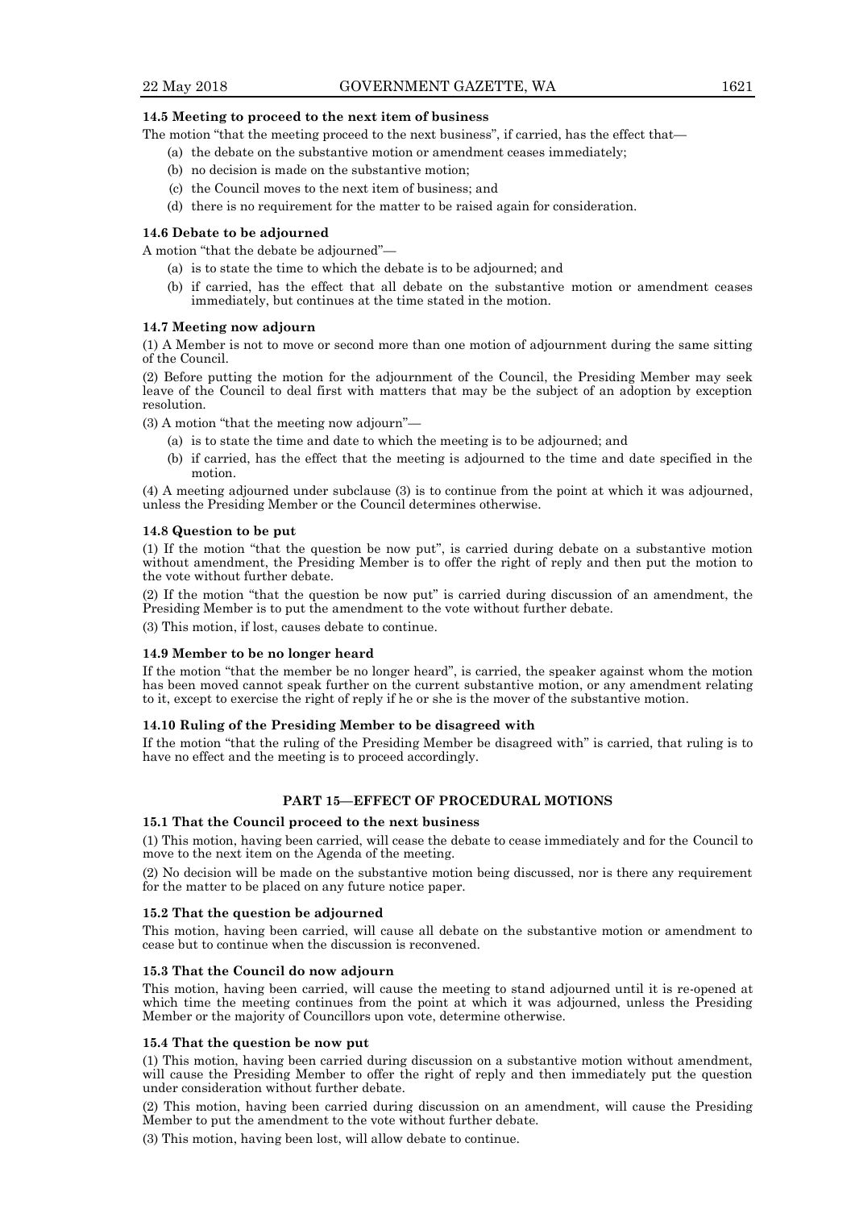**14.5 Meeting to proceed to the next item of business**

The motion "that the meeting proceed to the next business", if carried, has the effect that—

(a) the debate on the substantive motion or amendment ceases immediately;

(b) no decision is made on the substantive motion;

(c) the Council moves to the next item of business; and

(d) there is no requirement for the matter to be raised again for consideration.

**14.6 Debate to be adjourned**

A motion "that the debate be adjourned"—

(a) is to state the time to which the debate is to be adjourned; and

(b) if carried, has the effect that all debate on the substantive motion or amendment ceases immediately, but continues at the time stated in the motion.

**14.7 Meeting now adjourn**

(1) A Member is not to move or second more than one motion of adjournment during the same sitting of the Council.

(2) Before putting the motion for the adjournment of the Council, the Presiding Member may seek leave of the Council to deal first with matters that may be the subject of an adoption by exception resolution.

(3) A motion "that the meeting now adjourn"—

(a) is to state the time and date to which the meeting is to be adjourned; and

(b) if carried, has the effect that the meeting is adjourned to the time and date specified in the motion.

(4) A meeting adjourned under subclause (3) is to continue from the point at which it was adjourned, unless the Presiding Member or the Council determines otherwise.

**14.8 Question to be put**

(1) If the motion "that the question be now put", is carried during debate on a substantive motion without amendment, the Presiding Member is to offer the right of reply and then put the motion to the vote without further debate.

(2) If the motion "that the question be now put" is carried during discussion of an amendment, the Presiding Member is to put the amendment to the vote without further debate.

(3) This motion, if lost, causes debate to continue.

**14.9 Member to be no longer heard**

If the motion "that the member be no longer heard", is carried, the speaker against whom the motion has been moved cannot speak further on the current substantive motion, or any amendment relating to it, except to exercise the right of reply if he or she is the mover of the substantive motion.

**14.10 Ruling of the Presiding Member to be disagreed with**

If the motion "that the ruling of the Presiding Member be disagreed with" is carried, that ruling is to have no effect and the meeting is to proceed accordingly.

## PART 15—EFFECT OF PROCEDURAL MOTIONS

**15.1 That the Council proceed to the next business**

(1) This motion, having been carried, will cease the debate to cease immediately and for the Council to move to the next item on the Agenda of the meeting.

(2) No decision will be made on the substantive motion being discussed, nor is there any requirement for the matter to be placed on any future notice paper.

**15.2 That the question be adjourned**

This motion, having been carried, will cause all debate on the substantive motion or amendment to cease but to continue when the discussion is reconvened.

**15.3 That the Council do now adjourn**

This motion, having been carried, will cause the meeting to stand adjourned until it is re-opened at which time the meeting continues from the point at which it was adjourned, unless the Presiding Member or the majority of Councillors upon vote, determine otherwise.

**15.4 That the question be now put**

(1) This motion, having been carried during discussion on a substantive motion without amendment, will cause the Presiding Member to offer the right of reply and then immediately put the question under consideration without further debate.

(2) This motion, having been carried during discussion on an amendment, will cause the Presiding Member to put the amendment to the vote without further debate.

(3) This motion, having been lost, will allow debate to continue.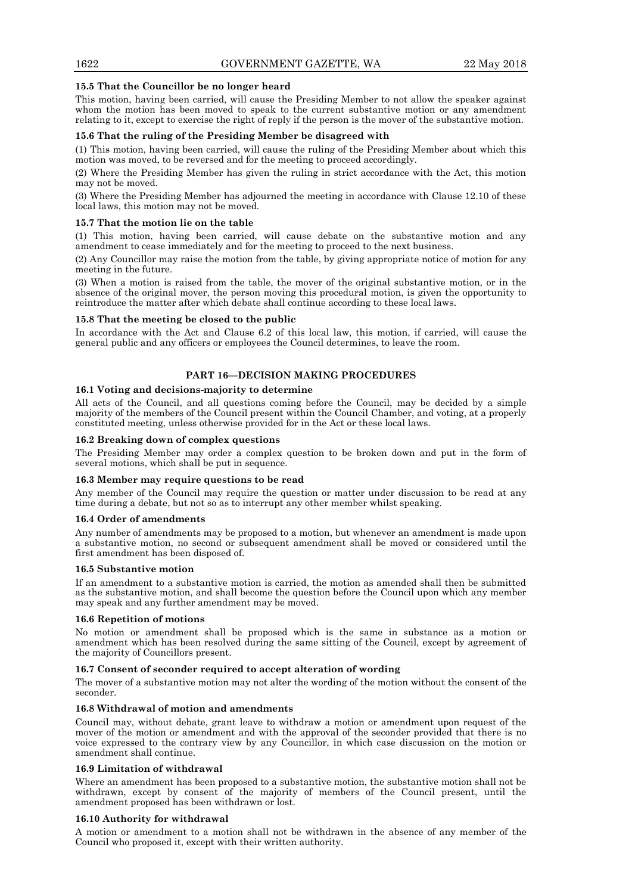**15.5 That the Councillor be no longer heard**

This motion, having been carried, will cause the Presiding Member to not allow the speaker against whom the motion has been moved to speak to the current substantive motion or any amendment relating to it, except to exercise the right of reply if the person is the mover of the substantive motion.

**15.6 That the ruling of the Presiding Member be disagreed with**

(1) This motion, having been carried, will cause the ruling of the Presiding Member about which this motion was moved, to be reversed and for the meeting to proceed accordingly.

(2) Where the Presiding Member has given the ruling in strict accordance with the Act, this motion may not be moved.

(3) Where the Presiding Member has adjourned the meeting in accordance with Clause 12.10 of these local laws, this motion may not be moved.

**15.7 That the motion lie on the table**

(1) This motion, having been carried, will cause debate on the substantive motion and any amendment to cease immediately and for the meeting to proceed to the next business.

(2) Any Councillor may raise the motion from the table, by giving appropriate notice of motion for any meeting in the future.

(3) When a motion is raised from the table, the mover of the original substantive motion, or in the absence of the original mover, the person moving this procedural motion, is given the opportunity to reintroduce the matter after which debate shall continue according to these local laws.

**15.8 That the meeting be closed to the public**

In accordance with the Act and Clause 6.2 of this local law, this motion, if carried, will cause the general public and any officers or employees the Council determines, to leave the room.

## PART 16—DECISION MAKING PROCEDURES

**16.1 Voting and decisions-majority to determine**

All acts of the Council, and all questions coming before the Council, may be decided by a simple majority of the members of the Council present within the Council Chamber, and voting, at a properly constituted meeting, unless otherwise provided for in the Act or these local laws.

**16.2 Breaking down of complex questions**

The Presiding Member may order a complex question to be broken down and put in the form of several motions, which shall be put in sequence.

**16.3 Member may require questions to be read**

Any member of the Council may require the question or matter under discussion to be read at any time during a debate, but not so as to interrupt any other member whilst speaking.

**16.4 Order of amendments**

Any number of amendments may be proposed to a motion, but whenever an amendment is made upon a substantive motion, no second or subsequent amendment shall be moved or considered until the first amendment has been disposed of.

**16.5 Substantive motion**

If an amendment to a substantive motion is carried, the motion as amended shall then be submitted as the substantive motion, and shall become the question before the Council upon which any member may speak and any further amendment may be moved.

**16.6 Repetition of motions**

No motion or amendment shall be proposed which is the same in substance as a motion or amendment which has been resolved during the same sitting of the Council, except by agreement of the majority of Councillors present.

**16.7 Consent of seconder required to accept alteration of wording**

The mover of a substantive motion may not alter the wording of the motion without the consent of the seconder.

**16.8 Withdrawal of motion and amendments**

Council may, without debate, grant leave to withdraw a motion or amendment upon request of the mover of the motion or amendment and with the approval of the seconder provided that there is no voice expressed to the contrary view by any Councillor, in which case discussion on the motion or amendment shall continue.

**16.9 Limitation of withdrawal**

Where an amendment has been proposed to a substantive motion, the substantive motion shall not be withdrawn, except by consent of the majority of members of the Council present, until the amendment proposed has been withdrawn or lost.

**16.10 Authority for withdrawal**

A motion or amendment to a motion shall not be withdrawn in the absence of any member of the Council who proposed it, except with their written authority.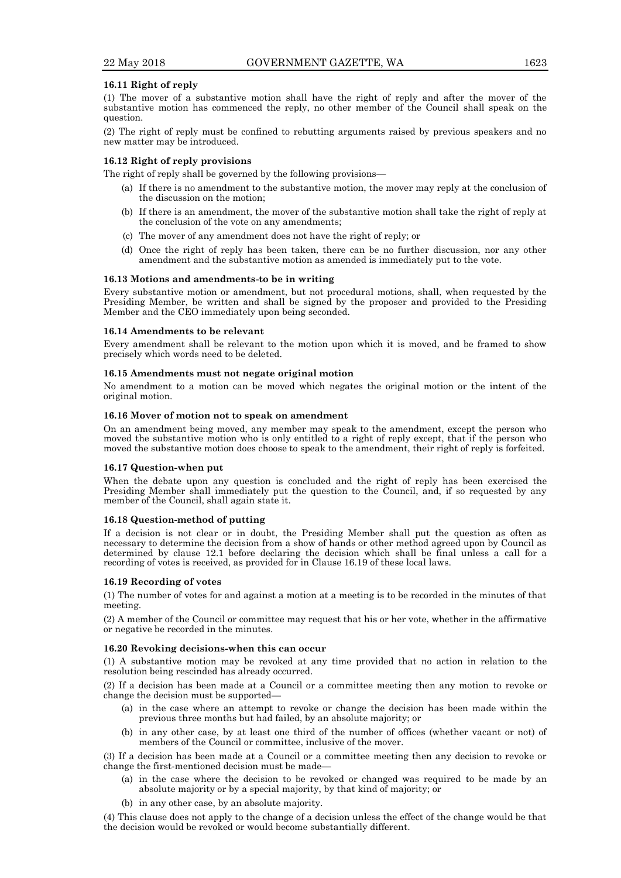**16.11 Right of reply**

(1) The mover of a substantive motion shall have the right of reply and after the mover of the substantive motion has commenced the reply, no other member of the Council shall speak on the question.

(2) The right of reply must be confined to rebutting arguments raised by previous speakers and no new matter may be introduced.

**16.12 Right of reply provisions**

The right of reply shall be governed by the following provisions—

- (a) If there is no amendment to the substantive motion, the mover may reply at the conclusion of the discussion on the motion;
- (b) If there is an amendment, the mover of the substantive motion shall take the right of reply at the conclusion of the vote on any amendments;
- (c) The mover of any amendment does not have the right of reply; or
- (d) Once the right of reply has been taken, there can be no further discussion, nor any other amendment and the substantive motion as amended is immediately put to the vote.

**16.13 Motions and amendments-to be in writing**

Every substantive motion or amendment, but not procedural motions, shall, when requested by the Presiding Member, be written and shall be signed by the proposer and provided to the Presiding Member and the CEO immediately upon being seconded.

**16.14 Amendments to be relevant**

Every amendment shall be relevant to the motion upon which it is moved, and be framed to show precisely which words need to be deleted.

**16.15 Amendments must not negate original motion**

No amendment to a motion can be moved which negates the original motion or the intent of the original motion.

**16.16 Mover of motion not to speak on amendment**

On an amendment being moved, any member may speak to the amendment, except the person who moved the substantive motion who is only entitled to a right of reply except, that if the person who moved the substantive motion does choose to speak to the amendment, their right of reply is forfeited.

**16.17 Question-when put**

When the debate upon any question is concluded and the right of reply has been exercised the Presiding Member shall immediately put the question to the Council, and, if so requested by any member of the Council, shall again state it.

**16.18 Question-method of putting**

If a decision is not clear or in doubt, the Presiding Member shall put the question as often as necessary to determine the decision from a show of hands or other method agreed upon by Council as determined by clause 12.1 before declaring the decision which shall be final unless a call for a recording of votes is received, as provided for in Clause 16.19 of these local laws.

**16.19 Recording of votes**

(1) The number of votes for and against a motion at a meeting is to be recorded in the minutes of that meeting.

(2) A member of the Council or committee may request that his or her vote, whether in the affirmative or negative be recorded in the minutes.

**16.20 Revoking decisions-when this can occur**

(1) A substantive motion may be revoked at any time provided that no action in relation to the resolution being rescinded has already occurred.

(2) If a decision has been made at a Council or a committee meeting then any motion to revoke or change the decision must be supported—

- (a) in the case where an attempt to revoke or change the decision has been made within the previous three months but had failed, by an absolute majority; or
- (b) in any other case, by at least one third of the number of offices (whether vacant or not) of members of the Council or committee, inclusive of the mover.

(3) If a decision has been made at a Council or a committee meeting then any decision to revoke or change the first-mentioned decision must be made—

- (a) in the case where the decision to be revoked or changed was required to be made by an absolute majority or by a special majority, by that kind of majority; or
- (b) in any other case, by an absolute majority.

(4) This clause does not apply to the change of a decision unless the effect of the change would be that the decision would be revoked or would become substantially different.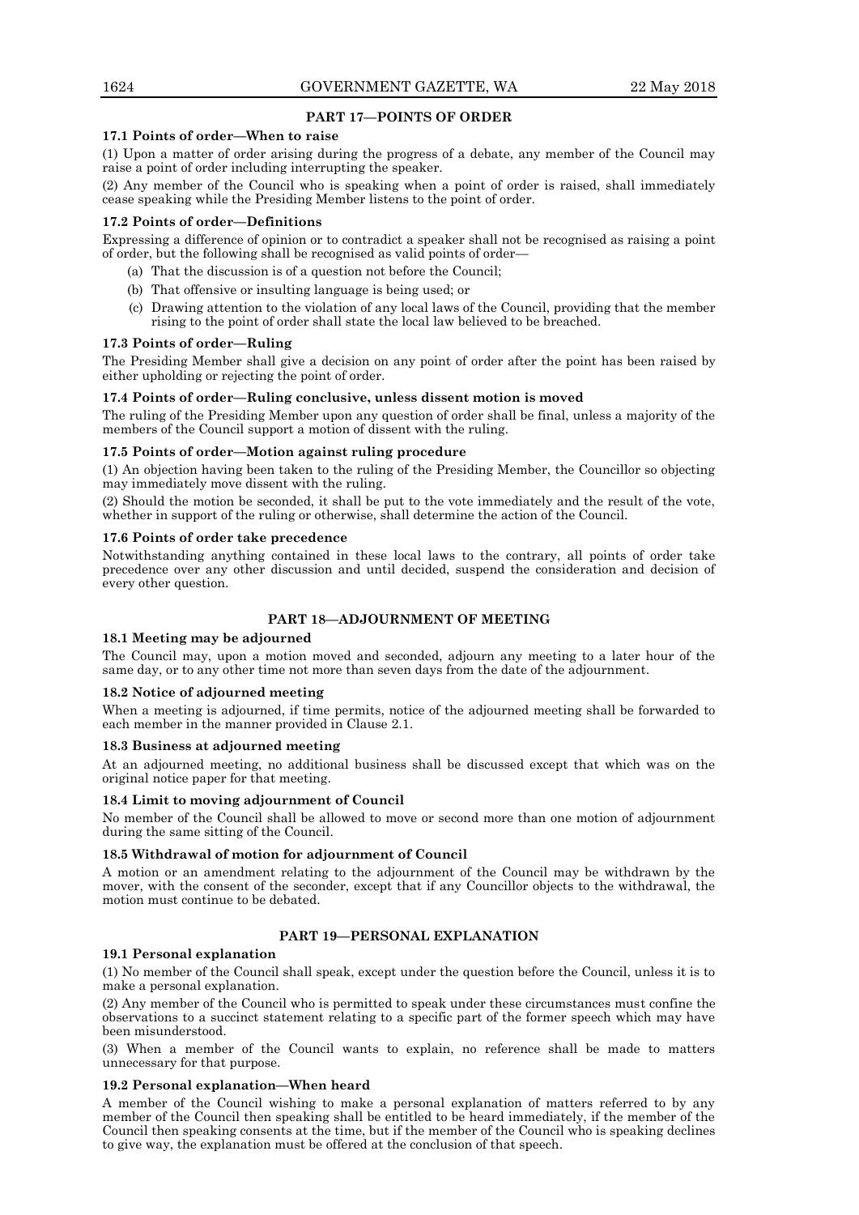## PART 17—POINTS OF ORDER

### 17.1 Points of order—When to raise

(1) Upon a matter of order arising during the progress of a debate, any member of the Council may raise a point of order including interrupting the speaker.

(2) Any member of the Council who is speaking when a point of order is raised, shall immediately cease speaking while the Presiding Member listens to the point of order.

### 17.2 Points of order—Definitions

Expressing a difference of opinion or to contradict a speaker shall not be recognised as raising a point of order, but the following shall be recognised as valid points of order—

(a) That the discussion is of a question not before the Council;

(b) That offensive or insulting language is being used; or

(c) Drawing attention to the violation of any local laws of the Council, providing that the member rising to the point of order shall state the local law believed to be breached.

### 17.3 Points of order—Ruling

The Presiding Member shall give a decision on any point of order after the point has been raised by either upholding or rejecting the point of order.

### 17.4 Points of order—Ruling conclusive, unless dissent motion is moved

The ruling of the Presiding Member upon any question of order shall be final, unless a majority of the members of the Council support a motion of dissent with the ruling.

### 17.5 Points of order—Motion against ruling procedure

(1) An objection having been taken to the ruling of the Presiding Member, the Councillor so objecting may immediately move dissent with the ruling.

(2) Should the motion be seconded, it shall be put to the vote immediately and the result of the vote, whether in support of the ruling or otherwise, shall determine the action of the Council.

### 17.6 Points of order take precedence

Notwithstanding anything contained in these local laws to the contrary, all points of order take precedence over any other discussion and until decided, suspend the consideration and decision of every other question.

## PART 18—ADJOURNMENT OF MEETING

### 18.1 Meeting may be adjourned

The Council may, upon a motion moved and seconded, adjourn any meeting to a later hour of the same day, or to any other time not more than seven days from the date of the adjournment.

### 18.2 Notice of adjourned meeting

When a meeting is adjourned, if time permits, notice of the adjourned meeting shall be forwarded to each member in the manner provided in Clause 2.1.

### 18.3 Business at adjourned meeting

At an adjourned meeting, no additional business shall be discussed except that which was on the original notice paper for that meeting.

### 18.4 Limit to moving adjournment of Council

No member of the Council shall be allowed to move or second more than one motion of adjournment during the same sitting of the Council.

### 18.5 Withdrawal of motion for adjournment of Council

A motion or an amendment relating to the adjournment of the Council may be withdrawn by the mover, with the consent of the seconder, except that if any Councillor objects to the withdrawal, the motion must continue to be debated.

## PART 19—PERSONAL EXPLANATION

### 19.1 Personal explanation

(1) No member of the Council shall speak, except under the question before the Council, unless it is to make a personal explanation.

(2) Any member of the Council who is permitted to speak under these circumstances must confine the observations to a succinct statement relating to a specific part of the former speech which may have been misunderstood.

(3) When a member of the Council wants to explain, no reference shall be made to matters unnecessary for that purpose.

### 19.2 Personal explanation—When heard

A member of the Council wishing to make a personal explanation of matters referred to by any member of the Council then speaking shall be entitled to be heard immediately, if the member of the Council then speaking consents at the time, but if the member of the Council who is speaking declines to give way, the explanation must be offered at the conclusion of that speech.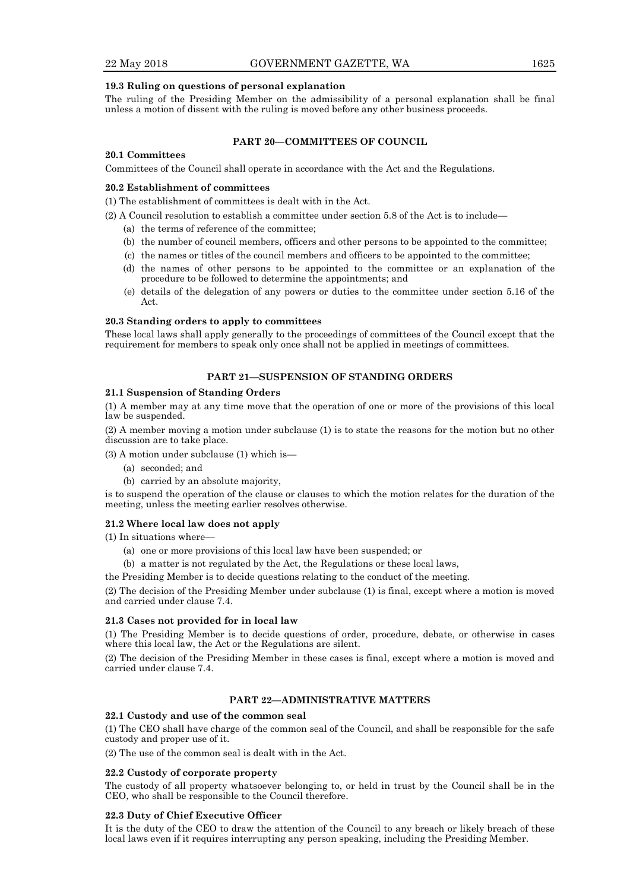### 19.3 Ruling on questions of personal explanation

The ruling of the Presiding Member on the admissibility of a personal explanation shall be final unless a motion of dissent with the ruling is moved before any other business proceeds.

## PART 20—COMMITTEES OF COUNCIL

### 20.1 Committees

Committees of the Council shall operate in accordance with the Act and the Regulations.

### 20.2 Establishment of committees

(1) The establishment of committees is dealt with in the Act.

(2) A Council resolution to establish a committee under section 5.8 of the Act is to include—

- (a) the terms of reference of the committee;
- (b) the number of council members, officers and other persons to be appointed to the committee;
- (c) the names or titles of the council members and officers to be appointed to the committee;
- (d) the names of other persons to be appointed to the committee or an explanation of the procedure to be followed to determine the appointments; and
- (e) details of the delegation of any powers or duties to the committee under section 5.16 of the Act.

### 20.3 Standing orders to apply to committees

These local laws shall apply generally to the proceedings of committees of the Council except that the requirement for members to speak only once shall not be applied in meetings of committees.

## PART 21—SUSPENSION OF STANDING ORDERS

### 21.1 Suspension of Standing Orders

(1) A member may at any time move that the operation of one or more of the provisions of this local law be suspended.

(2) A member moving a motion under subclause (1) is to state the reasons for the motion but no other discussion are to take place.

(3) A motion under subclause (1) which is—

- (a) seconded; and
- (b) carried by an absolute majority,

is to suspend the operation of the clause or clauses to which the motion relates for the duration of the meeting, unless the meeting earlier resolves otherwise.

### 21.2 Where local law does not apply

(1) In situations where—

- (a) one or more provisions of this local law have been suspended; or
- (b) a matter is not regulated by the Act, the Regulations or these local laws,

the Presiding Member is to decide questions relating to the conduct of the meeting.

(2) The decision of the Presiding Member under subclause (1) is final, except where a motion is moved and carried under clause 7.4.

### 21.3 Cases not provided for in local law

(1) The Presiding Member is to decide questions of order, procedure, debate, or otherwise in cases where this local law, the Act or the Regulations are silent.

(2) The decision of the Presiding Member in these cases is final, except where a motion is moved and carried under clause 7.4.

## PART 22—ADMINISTRATIVE MATTERS

### 22.1 Custody and use of the common seal

(1) The CEO shall have charge of the common seal of the Council, and shall be responsible for the safe custody and proper use of it.

(2) The use of the common seal is dealt with in the Act.

### 22.2 Custody of corporate property

The custody of all property whatsoever belonging to, or held in trust by the Council shall be in the CEO, who shall be responsible to the Council therefore.

### 22.3 Duty of Chief Executive Officer

It is the duty of the CEO to draw the attention of the Council to any breach or likely breach of these local laws even if it requires interrupting any person speaking, including the Presiding Member.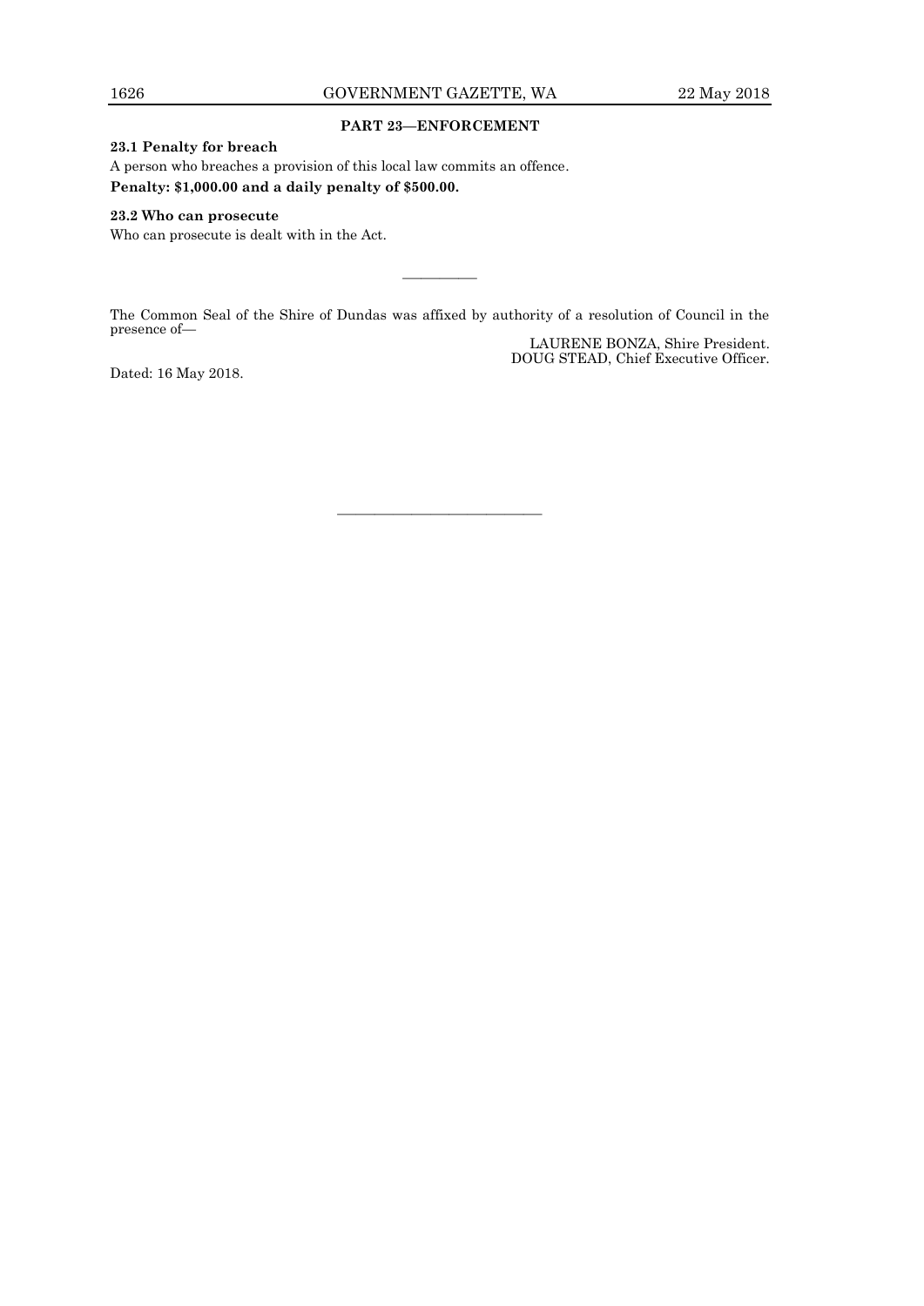## PART 23—ENFORCEMENT

**23.1 Penalty for breach**

A person who breaches a provision of this local law commits an offence.

**Penalty: $1,000.00 and a daily penalty of $500.00.**

**23.2 Who can prosecute**

Who can prosecute is dealt with in the Act.

———————

The Common Seal of the Shire of Dundas was affixed by authority of a resolution of Council in the presence of—

LAURENE BONZA, Shire President.
DOUG STEAD, Chief Executive Officer.

Dated: 16 May 2018.

———————————